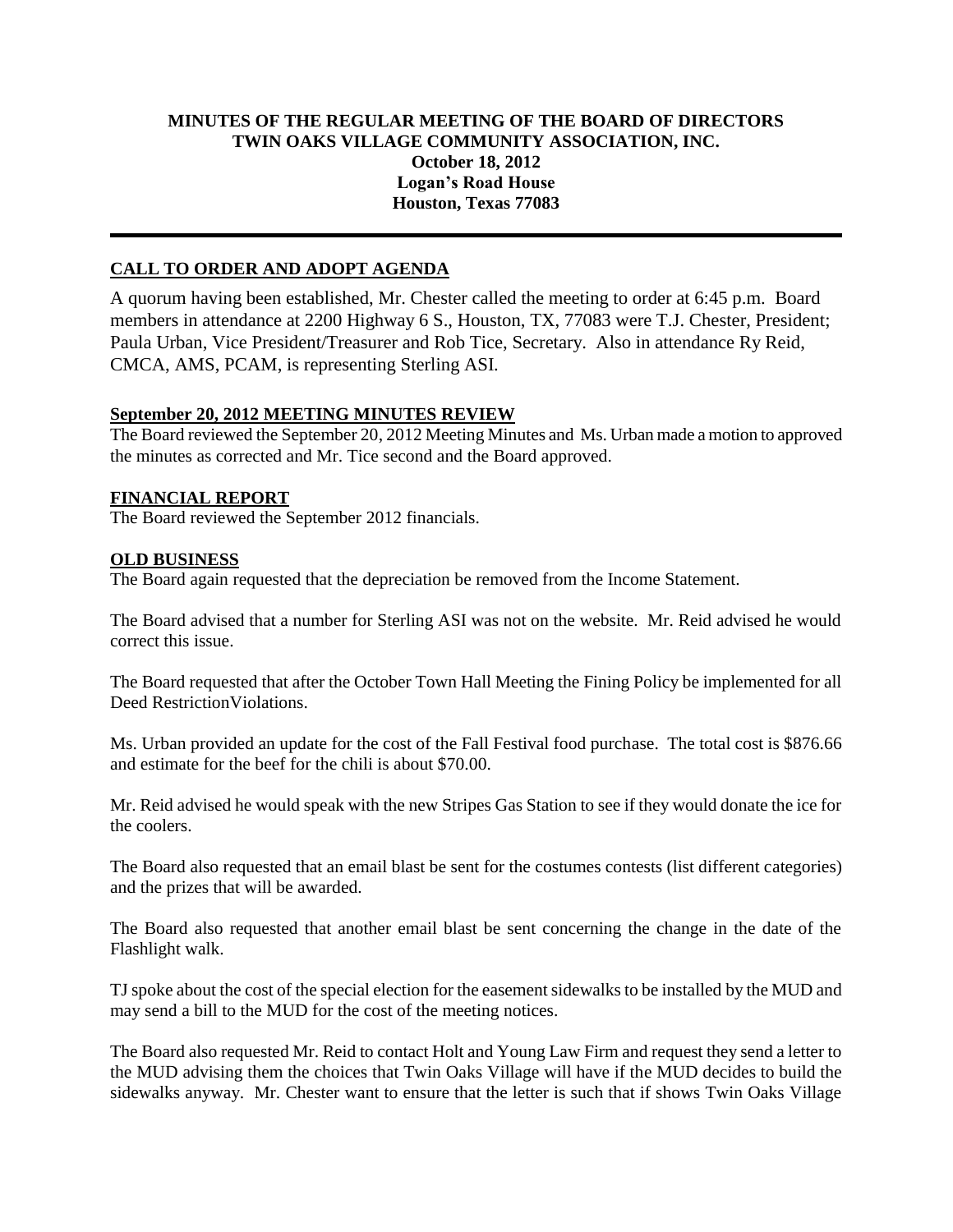**MINUTES OF THE REGULAR MEETING OF THE BOARD OF DIRECTORS**
**TWIN OAKS VILLAGE COMMUNITY ASSOCIATION, INC.**
**October 18, 2012**
**Logan's Road House**
**Houston, Texas 77083**

---

## CALL TO ORDER AND ADOPT AGENDA

A quorum having been established, Mr. Chester called the meeting to order at 6:45 p.m. Board members in attendance at 2200 Highway 6 S., Houston, TX, 77083 were T.J. Chester, President; Paula Urban, Vice President/Treasurer and Rob Tice, Secretary. Also in attendance Ry Reid, CMCA, AMS, PCAM, is representing Sterling ASI.

## September 20, 2012 MEETING MINUTES REVIEW

The Board reviewed the September 20, 2012 Meeting Minutes and Ms. Urban made a motion to approved the minutes as corrected and Mr. Tice second and the Board approved.

## FINANCIAL REPORT

The Board reviewed the September 2012 financials.

## OLD BUSINESS

The Board again requested that the depreciation be removed from the Income Statement.

The Board advised that a number for Sterling ASI was not on the website. Mr. Reid advised he would correct this issue.

The Board requested that after the October Town Hall Meeting the Fining Policy be implemented for all Deed RestrictionViolations.

Ms. Urban provided an update for the cost of the Fall Festival food purchase. The total cost is $876.66 and estimate for the beef for the chili is about $70.00.

Mr. Reid advised he would speak with the new Stripes Gas Station to see if they would donate the ice for the coolers.

The Board also requested that an email blast be sent for the costumes contests (list different categories) and the prizes that will be awarded.

The Board also requested that another email blast be sent concerning the change in the date of the Flashlight walk.

TJ spoke about the cost of the special election for the easement sidewalks to be installed by the MUD and may send a bill to the MUD for the cost of the meeting notices.

The Board also requested Mr. Reid to contact Holt and Young Law Firm and request they send a letter to the MUD advising them the choices that Twin Oaks Village will have if the MUD decides to build the sidewalks anyway. Mr. Chester want to ensure that the letter is such that if shows Twin Oaks Village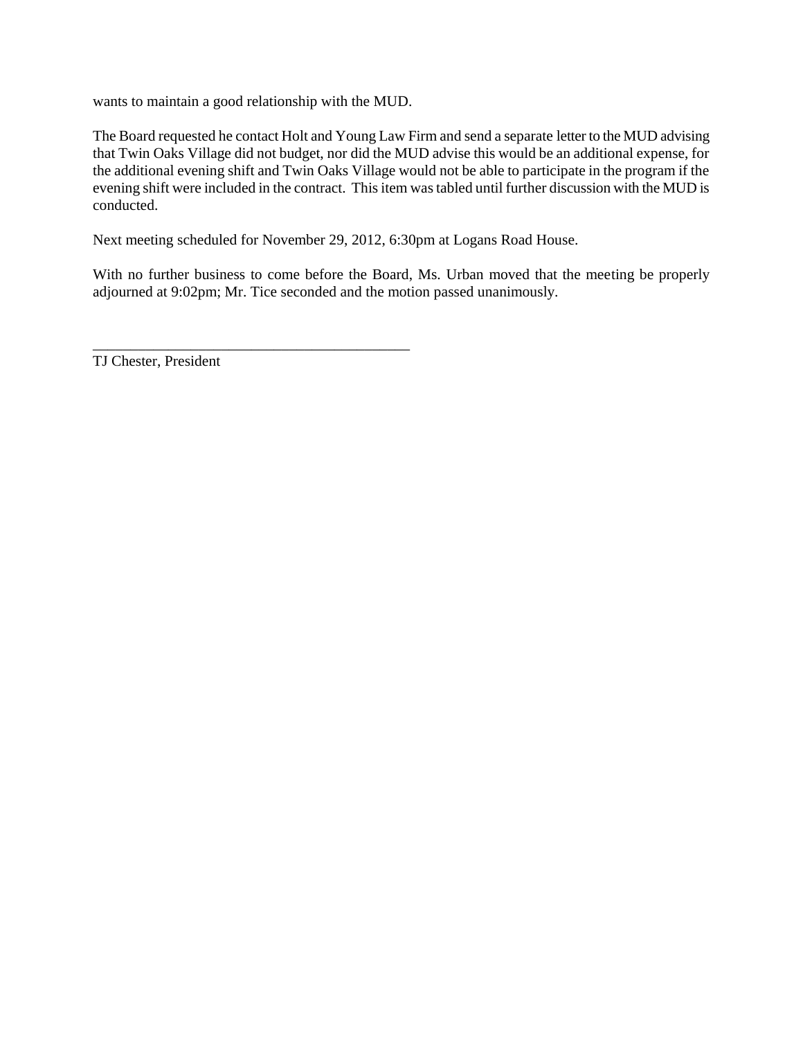wants to maintain a good relationship with the MUD.

The Board requested he contact Holt and Young Law Firm and send a separate letter to the MUD advising that Twin Oaks Village did not budget, nor did the MUD advise this would be an additional expense, for the additional evening shift and Twin Oaks Village would not be able to participate in the program if the evening shift were included in the contract. This item was tabled until further discussion with the MUD is conducted.

Next meeting scheduled for November 29, 2012, 6:30pm at Logans Road House.

With no further business to come before the Board, Ms. Urban moved that the meeting be properly adjourned at 9:02pm; Mr. Tice seconded and the motion passed unanimously.

\_\_\_\_\_\_\_\_\_\_\_\_\_\_\_\_\_\_\_\_\_\_\_\_\_\_\_\_\_\_\_\_\_\_\_\_\_\_\_\_\_\_\_\_

TJ Chester, President